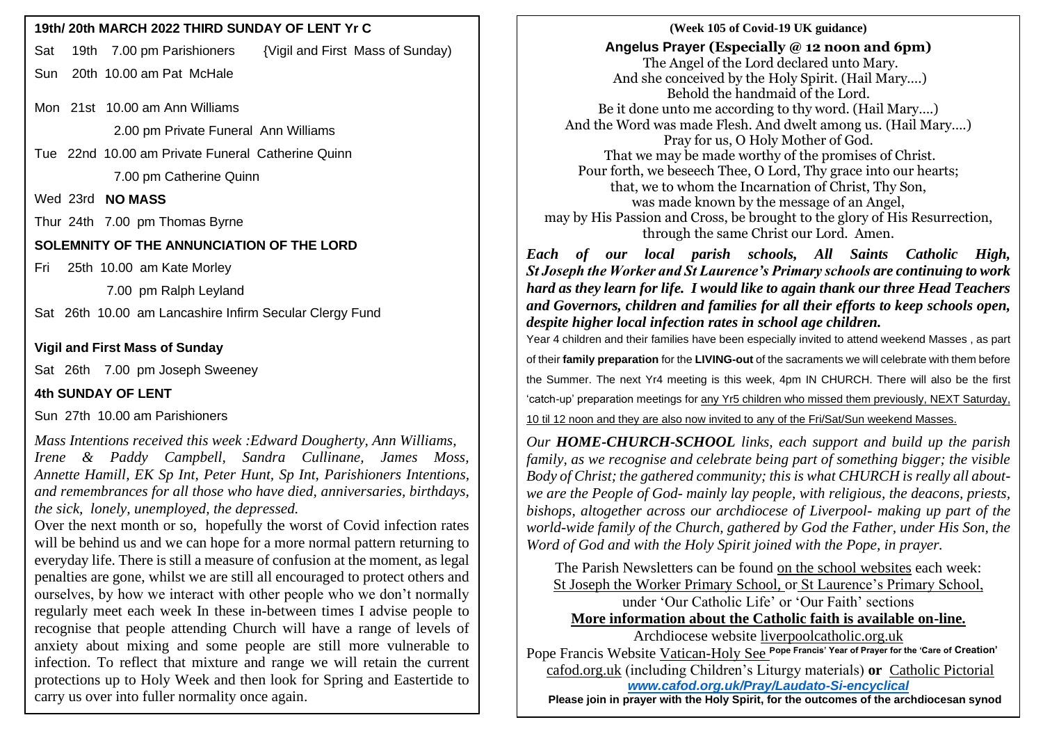## 19th/ 20th MARCH 2022 THIRD SUNDAY OF LENT Yr C

Sat 19th 7.00 pm Parishioners {Vigil and First Mass of Sunday)

Sun 20th 10.00 am Pat McHale

Mon 21st 10.00 am Ann Williams

2.00 pm Private Funeral Ann Williams

Tue 22nd 10.00 am Private Funeral Catherine Quinn

7.00 pm Catherine Quinn

Wed 23rd **NO MASS**

Thur 24th 7.00 pm Thomas Byrne

### SOLEMNITY OF THE ANNUNCIATION OF THE LORD

Fri 25th 10.00 am Kate Morley

7.00 pm Ralph Leyland

Sat 26th 10.00 am Lancashire Infirm Secular Clergy Fund

### Vigil and First Mass of Sunday

Sat 26th 7.00 pm Joseph Sweeney

### 4th SUNDAY OF LENT

Sun 27th 10.00 am Parishioners

*Mass Intentions received this week :Edward Dougherty, Ann Williams, Irene & Paddy Campbell, Sandra Cullinane, James Moss, Annette Hamill, EK Sp Int, Peter Hunt, Sp Int, Parishioners Intentions, and remembrances for all those who have died, anniversaries, birthdays, the sick, lonely, unemployed, the depressed.*

Over the next month or so, hopefully the worst of Covid infection rates will be behind us and we can hope for a more normal pattern returning to everyday life. There is still a measure of confusion at the moment, as legal penalties are gone, whilst we are still all encouraged to protect others and ourselves, by how we interact with other people who we don't normally regularly meet each week In these in-between times I advise people to recognise that people attending Church will have a range of levels of anxiety about mixing and some people are still more vulnerable to infection. To reflect that mixture and range we will retain the current protections up to Holy Week and then look for Spring and Eastertide to carry us over into fuller normality once again.

**(Week 105 of Covid-19 UK guidance)**

**Angelus Prayer (Especially @ 12 noon and 6pm)**

The Angel of the Lord declared unto Mary.
And she conceived by the Holy Spirit. (Hail Mary….)
Behold the handmaid of the Lord.
Be it done unto me according to thy word. (Hail Mary….)
And the Word was made Flesh. And dwelt among us. (Hail Mary….)
Pray for us, O Holy Mother of God.
That we may be made worthy of the promises of Christ.
Pour forth, we beseech Thee, O Lord, Thy grace into our hearts;
that, we to whom the Incarnation of Christ, Thy Son,
was made known by the message of an Angel,
may by His Passion and Cross, be brought to the glory of His Resurrection,
through the same Christ our Lord. Amen.

***Each of our local parish schools, All Saints Catholic High, St Joseph the Worker and St Laurence's Primary schools are continuing to work hard as they learn for life. I would like to again thank our three Head Teachers and Governors, children and families for all their efforts to keep schools open, despite higher local infection rates in school age children.***

Year 4 children and their families have been especially invited to attend weekend Masses , as part of their **family preparation** for the **LIVING-out** of the sacraments we will celebrate with them before the Summer. The next Yr4 meeting is this week, 4pm IN CHURCH. There will also be the first 'catch-up' preparation meetings for any Yr5 children who missed them previously, NEXT Saturday, 10 til 12 noon and they are also now invited to any of the Fri/Sat/Sun weekend Masses.

*Our **HOME-CHURCH-SCHOOL** links, each support and build up the parish family, as we recognise and celebrate being part of something bigger; the visible Body of Christ; the gathered community; this is what CHURCH is really all about- we are the People of God- mainly lay people, with religious, the deacons, priests, bishops, altogether across our archdiocese of Liverpool- making up part of the world-wide family of the Church, gathered by God the Father, under His Son, the Word of God and with the Holy Spirit joined with the Pope, in prayer.*

The Parish Newsletters can be found on the school websites each week:
St Joseph the Worker Primary School, or St Laurence's Primary School,
under 'Our Catholic Life' or 'Our Faith' sections

**More information about the Catholic faith is available on-line.**

Archdiocese website liverpoolcatholic.org.uk

Pope Francis Website Vatican-Holy See **Pope Francis' Year of Prayer for the 'Care of Creation'**

cafod.org.uk (including Children's Liturgy materials) **or** Catholic Pictorial

***www.cafod.org.uk/Pray/Laudato-Si-encyclical***

**Please join in prayer with the Holy Spirit, for the outcomes of the archdiocesan synod**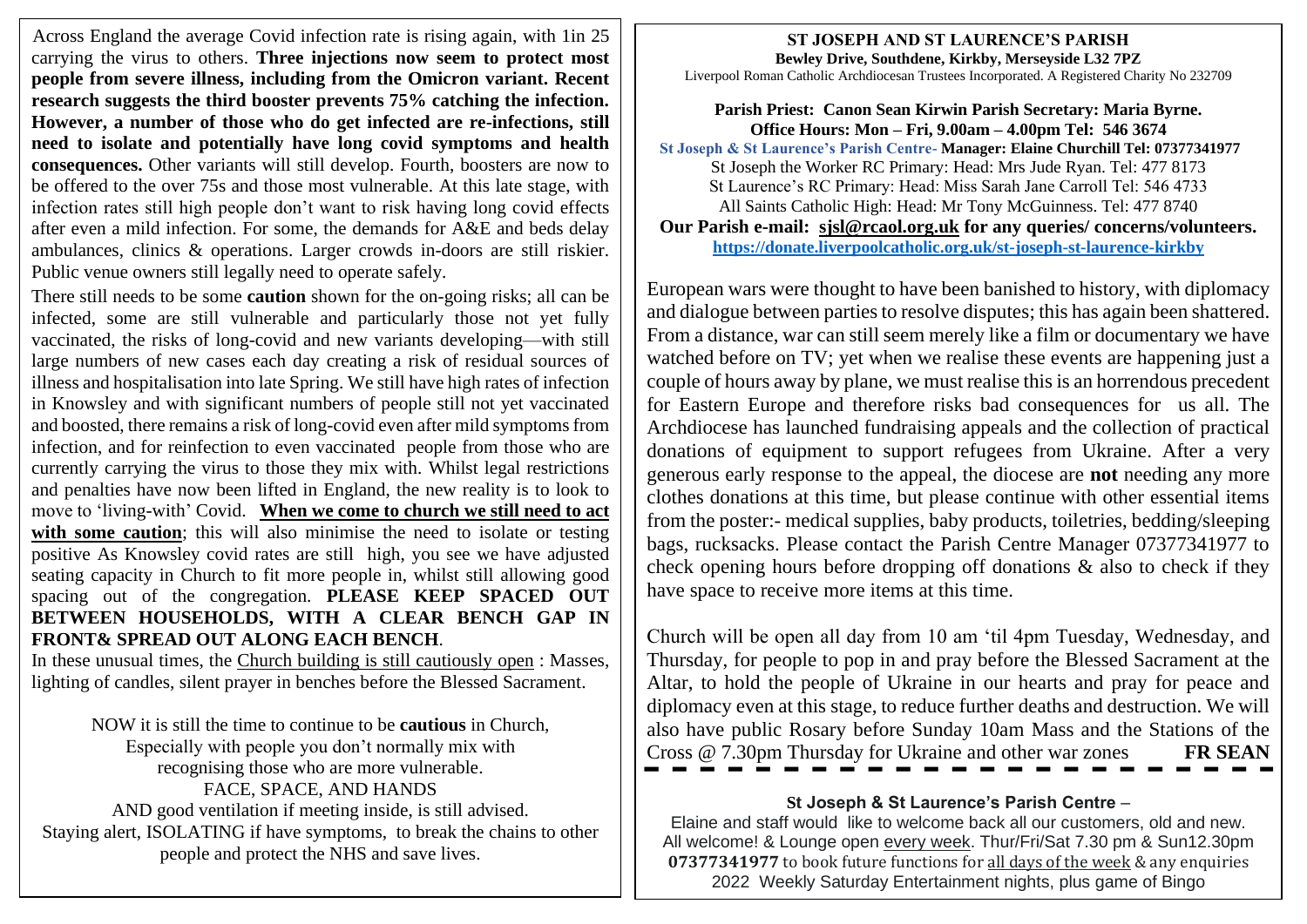Across England the average Covid infection rate is rising again, with 1in 25 carrying the virus to others. **Three injections now seem to protect most people from severe illness, including from the Omicron variant. Recent research suggests the third booster prevents 75% catching the infection. However, a number of those who do get infected are re-infections, still need to isolate and potentially have long covid symptoms and health consequences.** Other variants will still develop. Fourth, boosters are now to be offered to the over 75s and those most vulnerable. At this late stage, with infection rates still high people don't want to risk having long covid effects after even a mild infection. For some, the demands for A&E and beds delay ambulances, clinics & operations. Larger crowds in-doors are still riskier. Public venue owners still legally need to operate safely.

There still needs to be some **caution** shown for the on-going risks; all can be infected, some are still vulnerable and particularly those not yet fully vaccinated, the risks of long-covid and new variants developing—with still large numbers of new cases each day creating a risk of residual sources of illness and hospitalisation into late Spring. We still have high rates of infection in Knowsley and with significant numbers of people still not yet vaccinated and boosted, there remains a risk of long-covid even after mild symptoms from infection, and for reinfection to even vaccinated people from those who are currently carrying the virus to those they mix with. Whilst legal restrictions and penalties have now been lifted in England, the new reality is to look to move to 'living-with' Covid. **When we come to church we still need to act with some caution**; this will also minimise the need to isolate or testing positive As Knowsley covid rates are still high, you see we have adjusted seating capacity in Church to fit more people in, whilst still allowing good spacing out of the congregation. **PLEASE KEEP SPACED OUT BETWEEN HOUSEHOLDS, WITH A CLEAR BENCH GAP IN FRONT& SPREAD OUT ALONG EACH BENCH**.

In these unusual times, the Church building is still cautiously open : Masses, lighting of candles, silent prayer in benches before the Blessed Sacrament.

NOW it is still the time to continue to be **cautious** in Church,
Especially with people you don't normally mix with
recognising those who are more vulnerable.
FACE, SPACE, AND HANDS
AND good ventilation if meeting inside, is still advised.
Staying alert, ISOLATING if have symptoms, to break the chains to other people and protect the NHS and save lives.

**ST JOSEPH AND ST LAURENCE'S PARISH**
**Bewley Drive, Southdene, Kirkby, Merseyside L32 7PZ**
Liverpool Roman Catholic Archdiocesan Trustees Incorporated. A Registered Charity No 232709

**Parish Priest: Canon Sean Kirwin Parish Secretary: Maria Byrne.**
**Office Hours: Mon – Fri, 9.00am – 4.00pm Tel: 546 3674**
**St Joseph & St Laurence's Parish Centre- Manager: Elaine Churchill Tel: 07377341977**
St Joseph the Worker RC Primary: Head: Mrs Jude Ryan. Tel: 477 8173
St Laurence's RC Primary: Head: Miss Sarah Jane Carroll Tel: 546 4733
All Saints Catholic High: Head: Mr Tony McGuinness. Tel: 477 8740
**Our Parish e-mail: sjsl@rcaol.org.uk for any queries/ concerns/volunteers.**
https://donate.liverpoolcatholic.org.uk/st-joseph-st-laurence-kirkby

European wars were thought to have been banished to history, with diplomacy and dialogue between parties to resolve disputes; this has again been shattered. From a distance, war can still seem merely like a film or documentary we have watched before on TV; yet when we realise these events are happening just a couple of hours away by plane, we must realise this is an horrendous precedent for Eastern Europe and therefore risks bad consequences for us all. The Archdiocese has launched fundraising appeals and the collection of practical donations of equipment to support refugees from Ukraine. After a very generous early response to the appeal, the diocese are **not** needing any more clothes donations at this time, but please continue with other essential items from the poster:- medical supplies, baby products, toiletries, bedding/sleeping bags, rucksacks. Please contact the Parish Centre Manager 07377341977 to check opening hours before dropping off donations & also to check if they have space to receive more items at this time.

Church will be open all day from 10 am 'til 4pm Tuesday, Wednesday, and Thursday, for people to pop in and pray before the Blessed Sacrament at the Altar, to hold the people of Ukraine in our hearts and pray for peace and diplomacy even at this stage, to reduce further deaths and destruction. We will also have public Rosary before Sunday 10am Mass and the Stations of the Cross @ 7.30pm Thursday for Ukraine and other war zones **FR SEAN**

**St Joseph & St Laurence's Parish Centre** –
Elaine and staff would like to welcome back all our customers, old and new. All welcome! & Lounge open every week. Thur/Fri/Sat 7.30 pm & Sun12.30pm
**07377341977** to book future functions for all days of the week & any enquiries
2022 Weekly Saturday Entertainment nights, plus game of Bingo